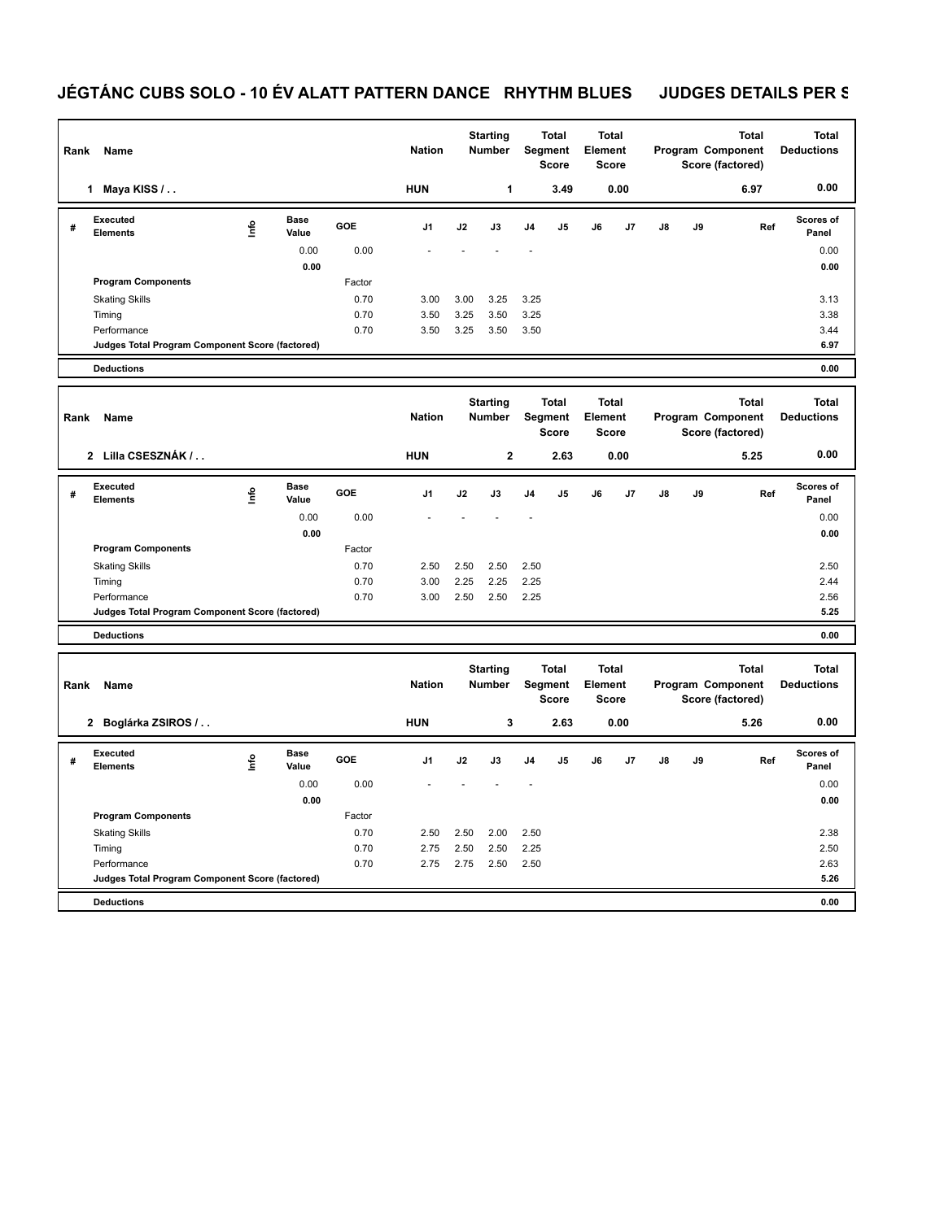# JÉGTÁNC CUBS SOLO - 10 ÉV ALATT PATTERN DANCE RHYTHM BLUES JUDGES DETAILS PER S

| Rank | Name | Nation | Starting Number | Total Segment Score | Total Element Score | Total Program Component Score (factored) | Total Deductions |
|---|---|---|---|---|---|---|---|
| 1 | Maya KISS / . . | HUN | 1 | 3.49 | 0.00 | 6.97 | 0.00 |

| # | Executed Elements | Info | Base Value | GOE | J1 | J2 | J3 | J4 | J5 | J6 | J7 | J8 | J9 | Ref | Scores of Panel |
|---|---|---|---|---|---|---|---|---|---|---|---|---|---|---|---|
| | | | 0.00 | 0.00 | - | - | - | - | | | | | | | 0.00 |
| | | | 0.00 | | | | | | | | | | | | 0.00 |
| | Program Components | | | Factor | | | | | | | | | | | |
| | Skating Skills | | | 0.70 | 3.00 | 3.00 | 3.25 | 3.25 | | | | | | | 3.13 |
| | Timing | | | 0.70 | 3.50 | 3.25 | 3.50 | 3.25 | | | | | | | 3.38 |
| | Performance | | | 0.70 | 3.50 | 3.25 | 3.50 | 3.50 | | | | | | | 3.44 |
| | Judges Total Program Component Score (factored) | | | | | | | | | | | | | | 6.97 |
| | Deductions | | | | | | | | | | | | | | 0.00 |

| Rank | Name | Nation | Starting Number | Total Segment Score | Total Element Score | Total Program Component Score (factored) | Total Deductions |
|---|---|---|---|---|---|---|---|
| 2 | Lilla CSESZNÁK / . . | HUN | 2 | 2.63 | 0.00 | 5.25 | 0.00 |

| # | Executed Elements | Info | Base Value | GOE | J1 | J2 | J3 | J4 | J5 | J6 | J7 | J8 | J9 | Ref | Scores of Panel |
|---|---|---|---|---|---|---|---|---|---|---|---|---|---|---|---|
| | | | 0.00 | 0.00 | - | - | - | - | | | | | | | 0.00 |
| | | | 0.00 | | | | | | | | | | | | 0.00 |
| | Program Components | | | Factor | | | | | | | | | | | |
| | Skating Skills | | | 0.70 | 2.50 | 2.50 | 2.50 | 2.50 | | | | | | | 2.50 |
| | Timing | | | 0.70 | 3.00 | 2.25 | 2.25 | 2.25 | | | | | | | 2.44 |
| | Performance | | | 0.70 | 3.00 | 2.50 | 2.50 | 2.25 | | | | | | | 2.56 |
| | Judges Total Program Component Score (factored) | | | | | | | | | | | | | | 5.25 |
| | Deductions | | | | | | | | | | | | | | 0.00 |

| Rank | Name | Nation | Starting Number | Total Segment Score | Total Element Score | Total Program Component Score (factored) | Total Deductions |
|---|---|---|---|---|---|---|---|
| 2 | Boglárka ZSIROS / . . | HUN | 3 | 2.63 | 0.00 | 5.26 | 0.00 |

| # | Executed Elements | Info | Base Value | GOE | J1 | J2 | J3 | J4 | J5 | J6 | J7 | J8 | J9 | Ref | Scores of Panel |
|---|---|---|---|---|---|---|---|---|---|---|---|---|---|---|---|
| | | | 0.00 | 0.00 | - | - | - | - | | | | | | | 0.00 |
| | | | 0.00 | | | | | | | | | | | | 0.00 |
| | Program Components | | | Factor | | | | | | | | | | | |
| | Skating Skills | | | 0.70 | 2.50 | 2.50 | 2.00 | 2.50 | | | | | | | 2.38 |
| | Timing | | | 0.70 | 2.75 | 2.50 | 2.50 | 2.25 | | | | | | | 2.50 |
| | Performance | | | 0.70 | 2.75 | 2.75 | 2.50 | 2.50 | | | | | | | 2.63 |
| | Judges Total Program Component Score (factored) | | | | | | | | | | | | | | 5.26 |
| | Deductions | | | | | | | | | | | | | | 0.00 |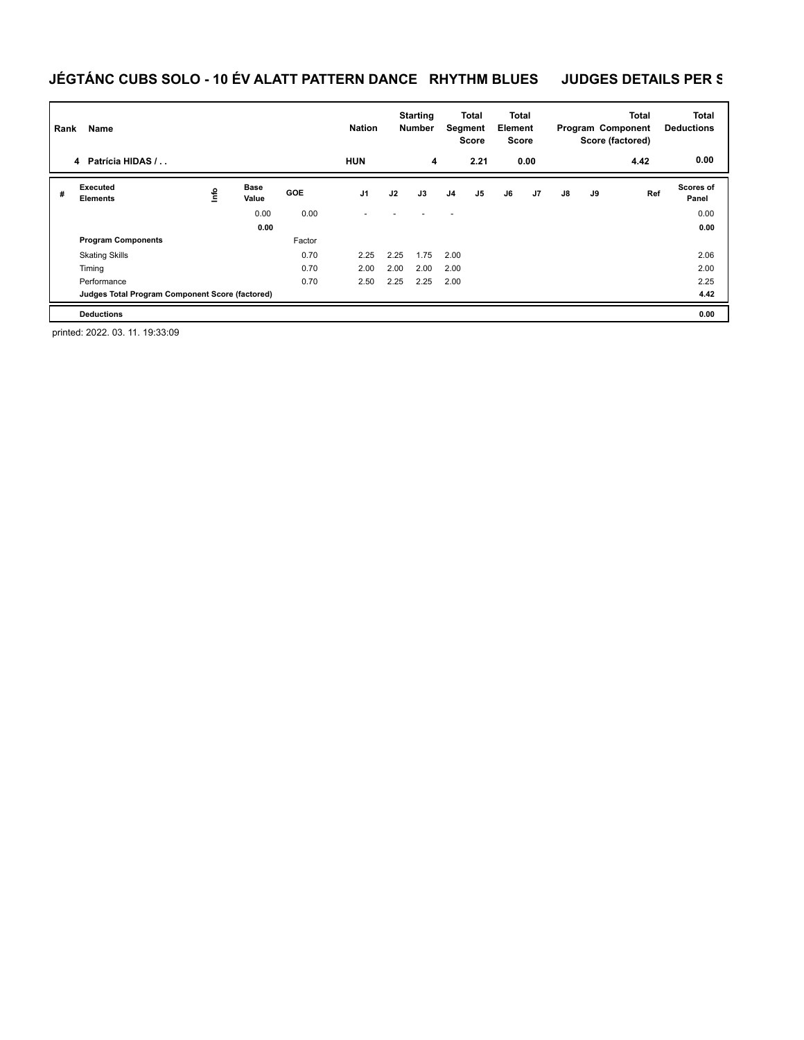# JÉGTÁNC CUBS SOLO - 10 ÉV ALATT PATTERN DANCE RHYTHM BLUES JUDGES DETAILS PER S

| Rank | Name | Nation | Starting Number | Total Segment Score | Total Element Score | Total Program Component Score (factored) | Total Deductions |
|---|---|---|---|---|---|---|---|
| 4 | Patrícia HIDAS / . . | HUN | 4 | 2.21 | 0.00 | 4.42 | 0.00 |

| # | Executed Elements | Info | Base Value | GOE | J1 | J2 | J3 | J4 | J5 | J6 | J7 | J8 | J9 | Ref | Scores of Panel |
|---|---|---|---|---|---|---|---|---|---|---|---|---|---|---|---|
| | | | 0.00 | 0.00 | - | - | - | - | | | | | | | 0.00 |
| | | | **0.00** | | | | | | | | | | | | **0.00** |
| | **Program Components** | | | Factor | | | | | | | | | | | |
| | Skating Skills | | | 0.70 | 2.25 | 2.25 | 1.75 | 2.00 | | | | | | | 2.06 |
| | Timing | | | 0.70 | 2.00 | 2.00 | 2.00 | 2.00 | | | | | | | 2.00 |
| | Performance | | | 0.70 | 2.50 | 2.25 | 2.25 | 2.00 | | | | | | | 2.25 |
| | **Judges Total Program Component Score (factored)** | | | | | | | | | | | | | | **4.42** |
| | **Deductions** | | | | | | | | | | | | | | **0.00** |

printed: 2022. 03. 11. 19:33:09